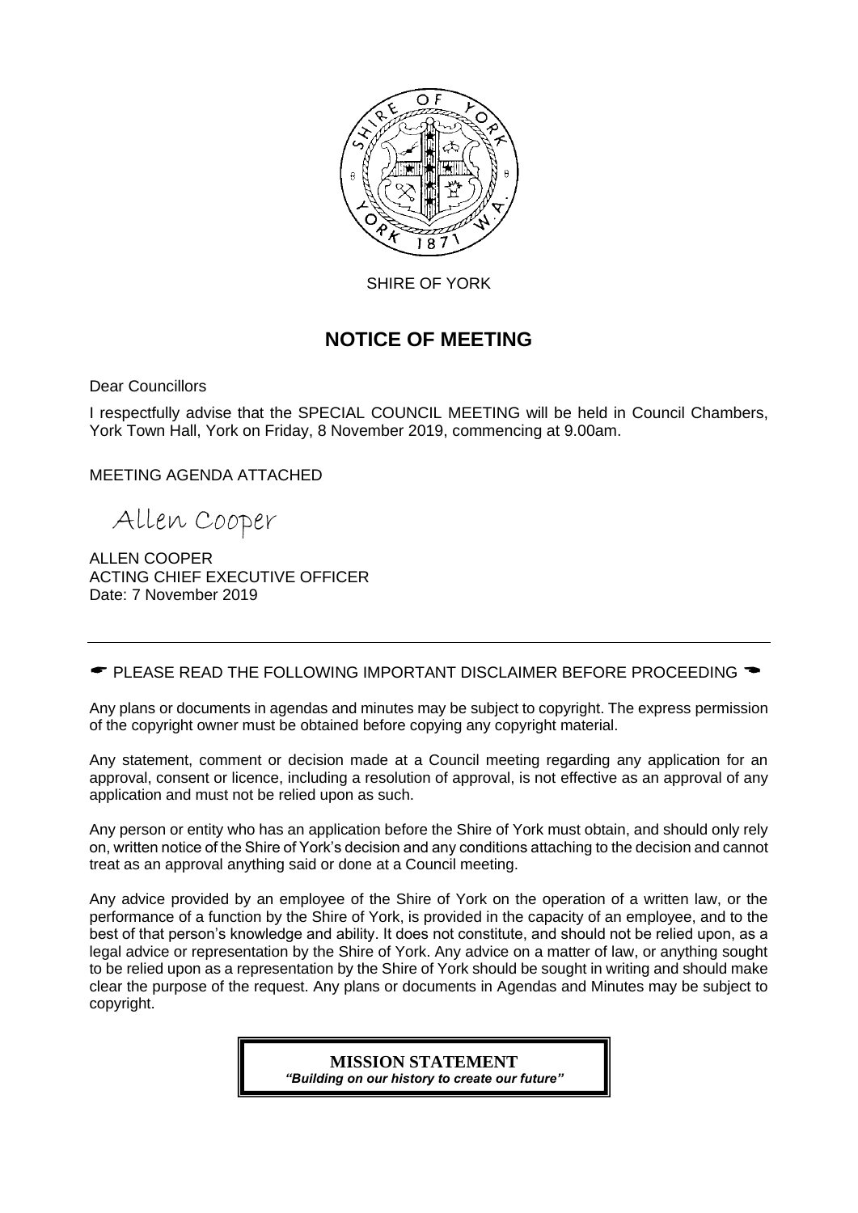SHIRE OF YORK

# NOTICE OF MEETING

Dear Councillors

I respectfully advise that the SPECIAL COUNCIL MEETING will be held in Council Chambers, York Town Hall, York on Friday, 8 November 2019, commencing at 9.00am.

MEETING AGENDA ATTACHED

Allen Cooper

ALLEN COOPER
ACTING CHIEF EXECUTIVE OFFICER
Date: 7 November 2019

---

☛ PLEASE READ THE FOLLOWING IMPORTANT DISCLAIMER BEFORE PROCEEDING ☚

Any plans or documents in agendas and minutes may be subject to copyright. The express permission of the copyright owner must be obtained before copying any copyright material.

Any statement, comment or decision made at a Council meeting regarding any application for an approval, consent or licence, including a resolution of approval, is not effective as an approval of any application and must not be relied upon as such.

Any person or entity who has an application before the Shire of York must obtain, and should only rely on, written notice of the Shire of York's decision and any conditions attaching to the decision and cannot treat as an approval anything said or done at a Council meeting.

Any advice provided by an employee of the Shire of York on the operation of a written law, or the performance of a function by the Shire of York, is provided in the capacity of an employee, and to the best of that person's knowledge and ability. It does not constitute, and should not be relied upon, as a legal advice or representation by the Shire of York. Any advice on a matter of law, or anything sought to be relied upon as a representation by the Shire of York should be sought in writing and should make clear the purpose of the request. Any plans or documents in Agendas and Minutes may be subject to copyright.

**MISSION STATEMENT**
***"Building on our history to create our future"***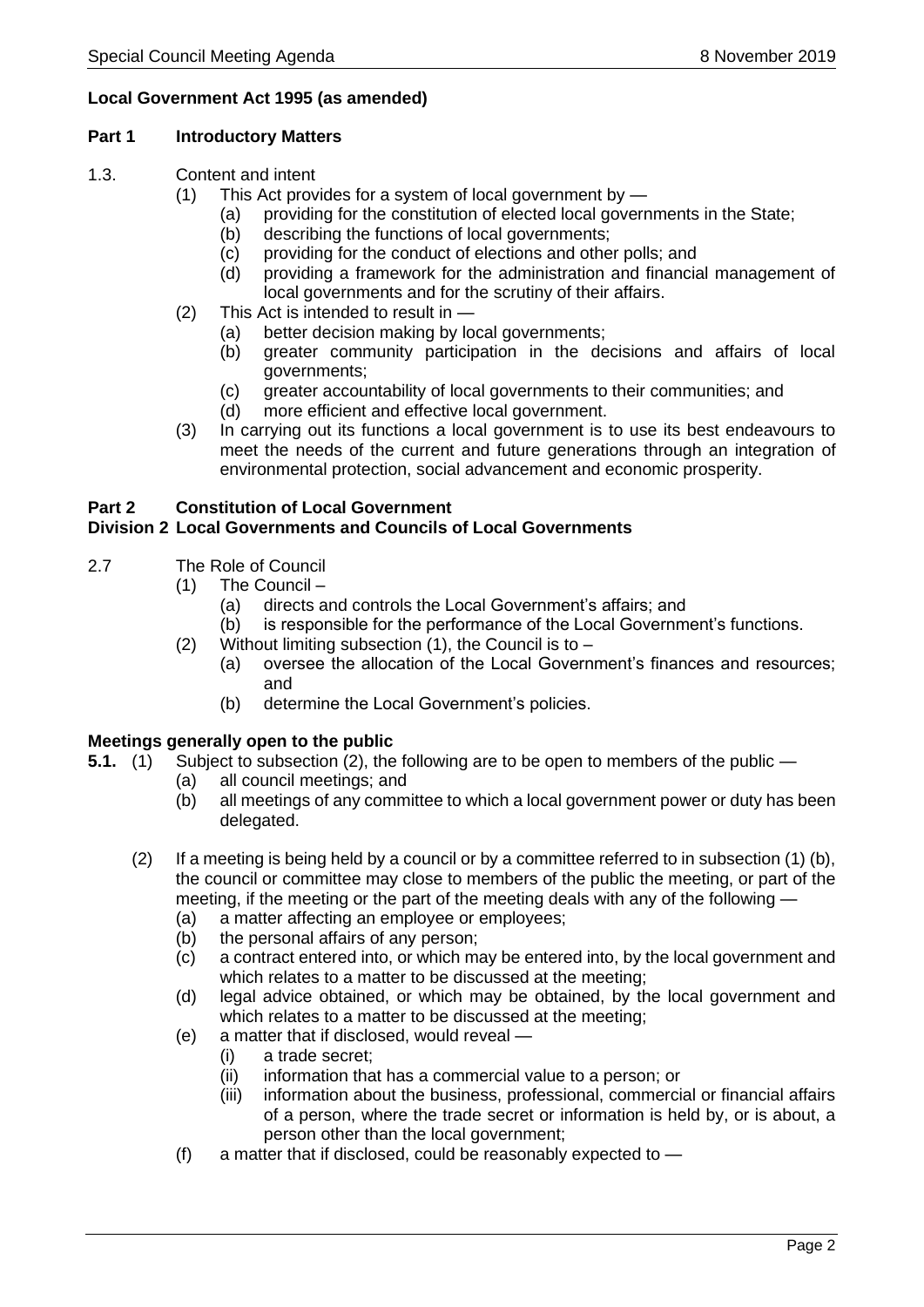**Local Government Act 1995 (as amended)**

**Part 1 Introductory Matters**

1.3. Content and intent

(1) This Act provides for a system of local government by —
   (a) providing for the constitution of elected local governments in the State;
   (b) describing the functions of local governments;
   (c) providing for the conduct of elections and other polls; and
   (d) providing a framework for the administration and financial management of local governments and for the scrutiny of their affairs.

(2) This Act is intended to result in —
   (a) better decision making by local governments;
   (b) greater community participation in the decisions and affairs of local governments;
   (c) greater accountability of local governments to their communities; and
   (d) more efficient and effective local government.

(3) In carrying out its functions a local government is to use its best endeavours to meet the needs of the current and future generations through an integration of environmental protection, social advancement and economic prosperity.

**Part 2 Constitution of Local Government**
**Division 2 Local Governments and Councils of Local Governments**

2.7 The Role of Council

(1) The Council –
   (a) directs and controls the Local Government's affairs; and
   (b) is responsible for the performance of the Local Government's functions.

(2) Without limiting subsection (1), the Council is to –
   (a) oversee the allocation of the Local Government's finances and resources; and
   (b) determine the Local Government's policies.

**Meetings generally open to the public**

**5.1.** (1) Subject to subsection (2), the following are to be open to members of the public —
   (a) all council meetings; and
   (b) all meetings of any committee to which a local government power or duty has been delegated.

(2) If a meeting is being held by a council or by a committee referred to in subsection (1) (b), the council or committee may close to members of the public the meeting, or part of the meeting, if the meeting or the part of the meeting deals with any of the following —
   (a) a matter affecting an employee or employees;
   (b) the personal affairs of any person;
   (c) a contract entered into, or which may be entered into, by the local government and which relates to a matter to be discussed at the meeting;
   (d) legal advice obtained, or which may be obtained, by the local government and which relates to a matter to be discussed at the meeting;
   (e) a matter that if disclosed, would reveal —
      (i) a trade secret;
      (ii) information that has a commercial value to a person; or
      (iii) information about the business, professional, commercial or financial affairs of a person, where the trade secret or information is held by, or is about, a person other than the local government;
   (f) a matter that if disclosed, could be reasonably expected to —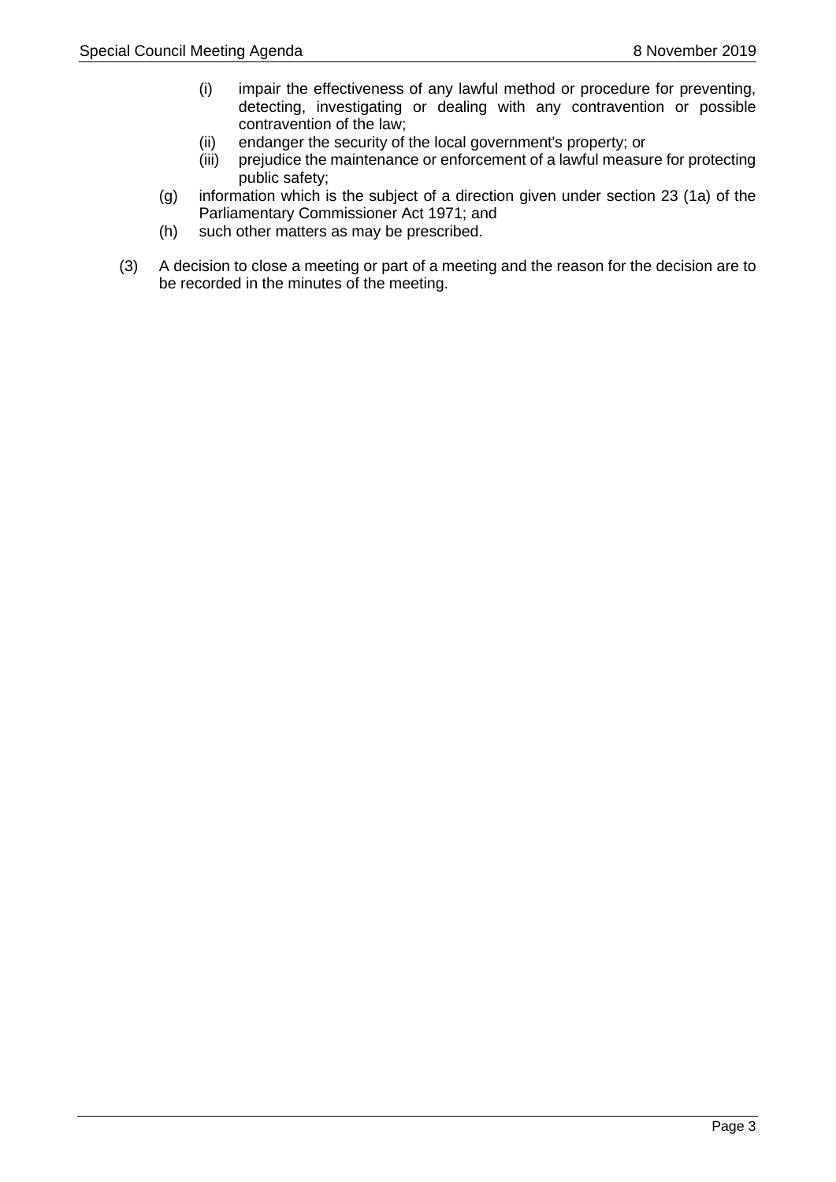- (i) impair the effectiveness of any lawful method or procedure for preventing, detecting, investigating or dealing with any contravention or possible contravention of the law;
   - (ii) endanger the security of the local government's property; or
   - (iii) prejudice the maintenance or enforcement of a lawful measure for protecting public safety;

- (g) information which is the subject of a direction given under section 23 (1a) of the Parliamentary Commissioner Act 1971; and
- (h) such other matters as may be prescribed.

(3) A decision to close a meeting or part of a meeting and the reason for the decision are to be recorded in the minutes of the meeting.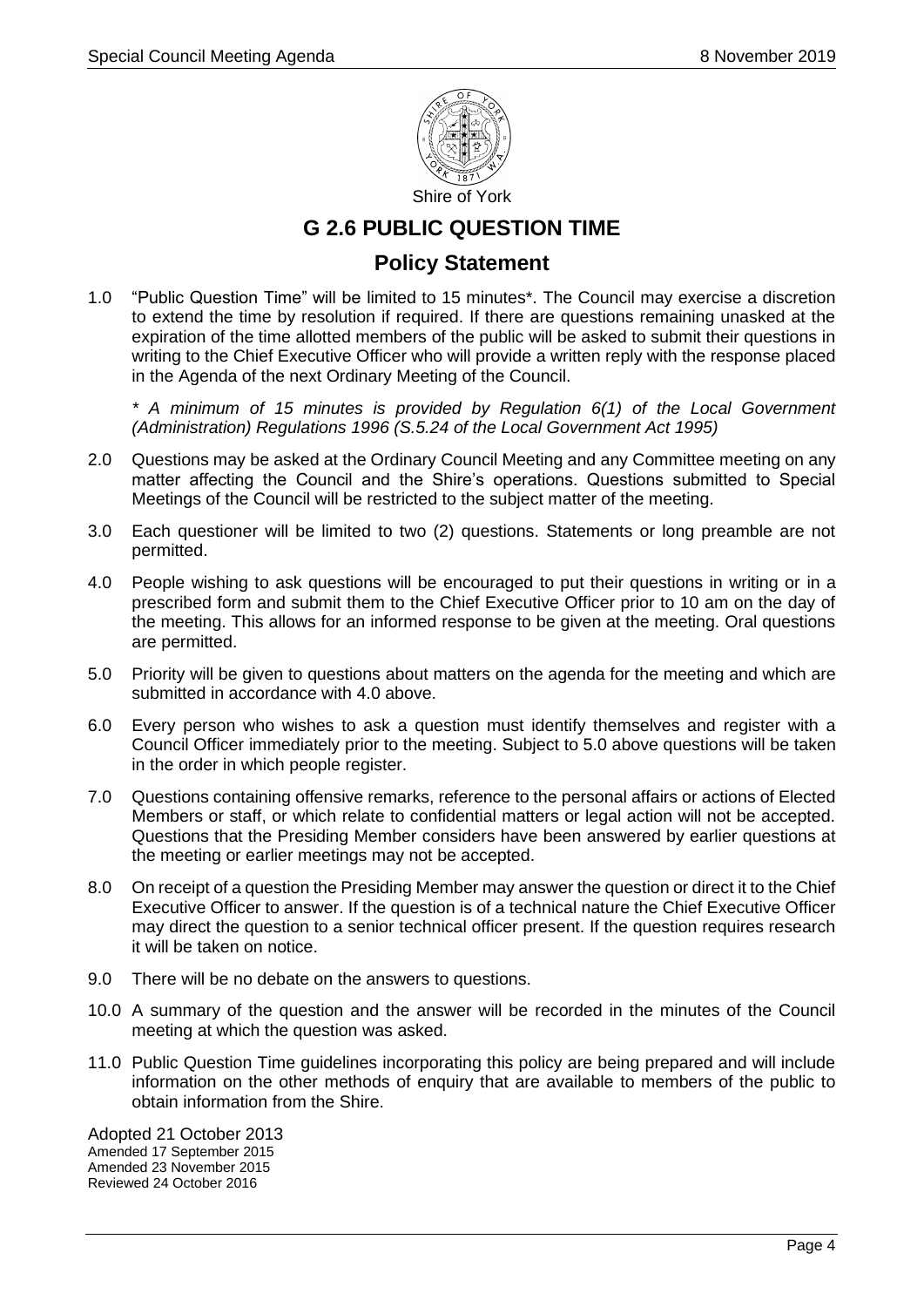Shire of York

# G 2.6 PUBLIC QUESTION TIME

## Policy Statement

1.0 "Public Question Time" will be limited to 15 minutes*. The Council may exercise a discretion to extend the time by resolution if required. If there are questions remaining unasked at the expiration of the time allotted members of the public will be asked to submit their questions in writing to the Chief Executive Officer who will provide a written reply with the response placed in the Agenda of the next Ordinary Meeting of the Council.

*\* A minimum of 15 minutes is provided by Regulation 6(1) of the Local Government (Administration) Regulations 1996 (S.5.24 of the Local Government Act 1995)*

2.0 Questions may be asked at the Ordinary Council Meeting and any Committee meeting on any matter affecting the Council and the Shire's operations. Questions submitted to Special Meetings of the Council will be restricted to the subject matter of the meeting.

3.0 Each questioner will be limited to two (2) questions. Statements or long preamble are not permitted.

4.0 People wishing to ask questions will be encouraged to put their questions in writing or in a prescribed form and submit them to the Chief Executive Officer prior to 10 am on the day of the meeting. This allows for an informed response to be given at the meeting. Oral questions are permitted.

5.0 Priority will be given to questions about matters on the agenda for the meeting and which are submitted in accordance with 4.0 above.

6.0 Every person who wishes to ask a question must identify themselves and register with a Council Officer immediately prior to the meeting. Subject to 5.0 above questions will be taken in the order in which people register.

7.0 Questions containing offensive remarks, reference to the personal affairs or actions of Elected Members or staff, or which relate to confidential matters or legal action will not be accepted. Questions that the Presiding Member considers have been answered by earlier questions at the meeting or earlier meetings may not be accepted.

8.0 On receipt of a question the Presiding Member may answer the question or direct it to the Chief Executive Officer to answer. If the question is of a technical nature the Chief Executive Officer may direct the question to a senior technical officer present. If the question requires research it will be taken on notice.

9.0 There will be no debate on the answers to questions.

10.0 A summary of the question and the answer will be recorded in the minutes of the Council meeting at which the question was asked.

11.0 Public Question Time guidelines incorporating this policy are being prepared and will include information on the other methods of enquiry that are available to members of the public to obtain information from the Shire.

Adopted 21 October 2013
Amended 17 September 2015
Amended 23 November 2015
Reviewed 24 October 2016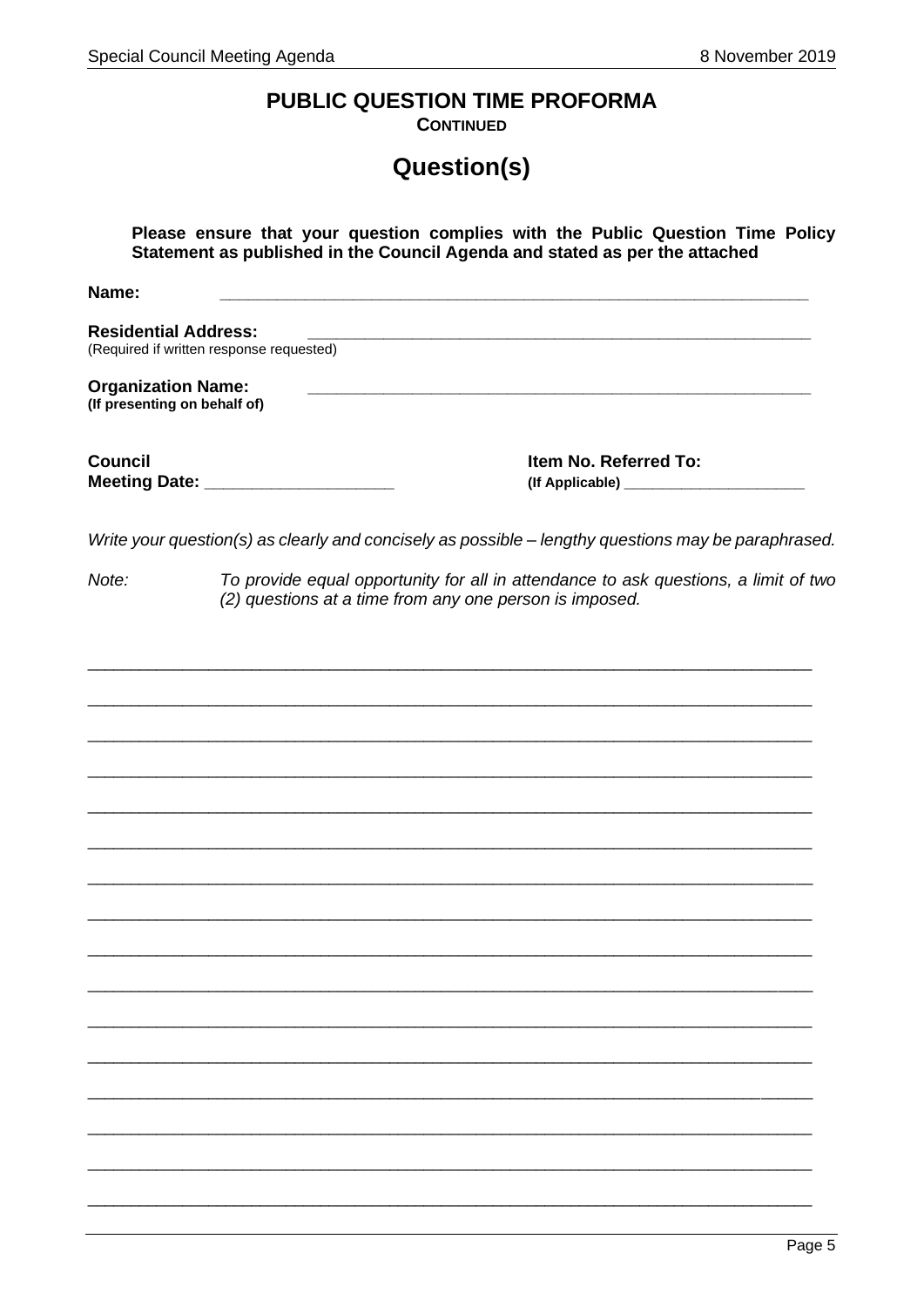## PUBLIC QUESTION TIME PROFORMA

**CONTINUED**

# Question(s)

**Please ensure that your question complies with the Public Question Time Policy Statement as published in the Council Agenda and stated as per the attached**

**Name:** ______________________________________________________________

**Residential Address:** ______________________________________________________
(Required if written response requested)

**Organization Name:** ______________________________________________________
**(If presenting on behalf of)**

**Council Meeting Date:** ____________________

**Item No. Referred To:**
**(If Applicable)** ____________________

*Write your question(s) as clearly and concisely as possible – lengthy questions may be paraphrased.*

*Note:* *To provide equal opportunity for all in attendance to ask questions, a limit of two (2) questions at a time from any one person is imposed.*

_____________________________________________________________________________

_____________________________________________________________________________

_____________________________________________________________________________

_____________________________________________________________________________

_____________________________________________________________________________

_____________________________________________________________________________

_____________________________________________________________________________

_____________________________________________________________________________

_____________________________________________________________________________

_____________________________________________________________________________

_____________________________________________________________________________

_____________________________________________________________________________

_____________________________________________________________________________

_____________________________________________________________________________

_____________________________________________________________________________

_____________________________________________________________________________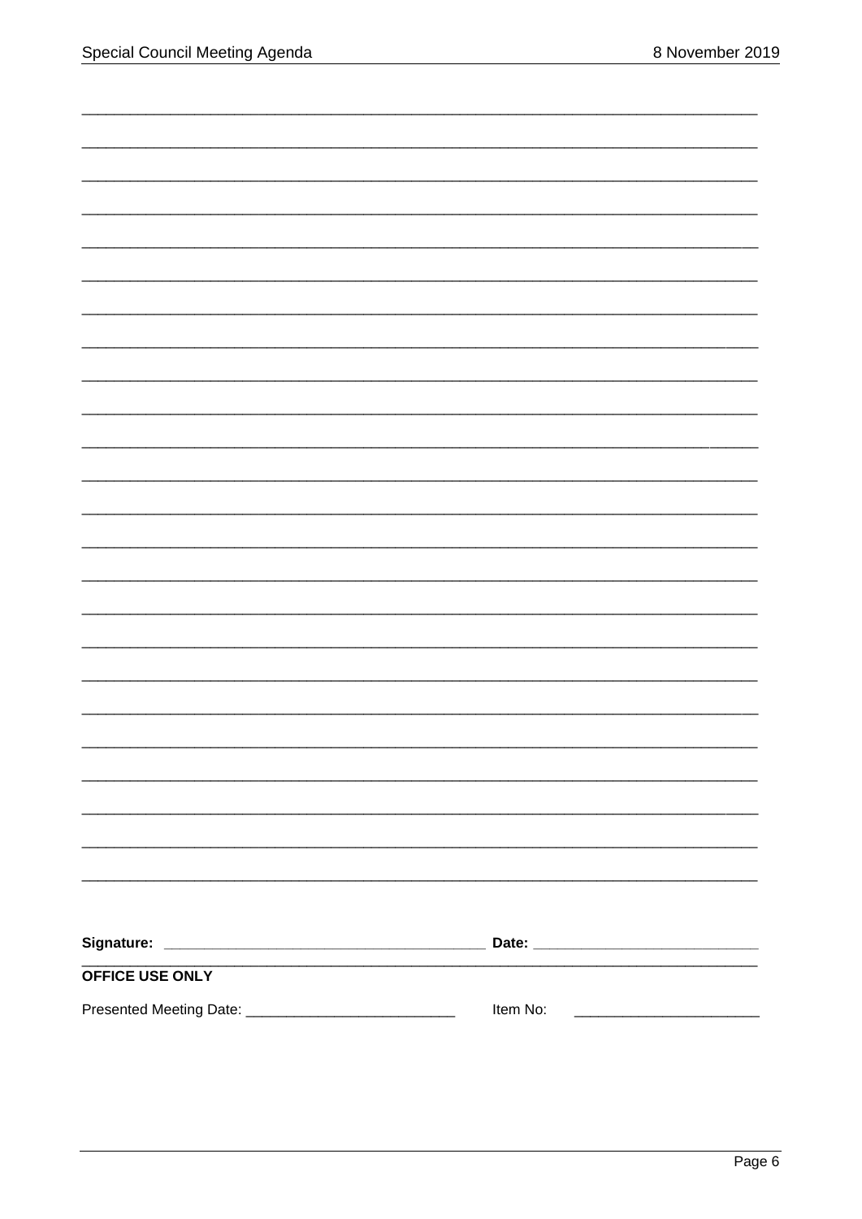\_\_\_\_\_\_\_\_\_\_\_\_\_\_\_\_\_\_\_\_\_\_\_\_\_\_\_\_\_\_\_\_\_\_\_\_\_\_\_\_\_\_\_\_\_\_\_\_\_\_\_\_\_\_\_\_\_\_\_\_\_\_\_\_\_\_\_\_\_\_\_\_\_\_\_\_\_\_

\_\_\_\_\_\_\_\_\_\_\_\_\_\_\_\_\_\_\_\_\_\_\_\_\_\_\_\_\_\_\_\_\_\_\_\_\_\_\_\_\_\_\_\_\_\_\_\_\_\_\_\_\_\_\_\_\_\_\_\_\_\_\_\_\_\_\_\_\_\_\_\_\_\_\_\_\_\_

\_\_\_\_\_\_\_\_\_\_\_\_\_\_\_\_\_\_\_\_\_\_\_\_\_\_\_\_\_\_\_\_\_\_\_\_\_\_\_\_\_\_\_\_\_\_\_\_\_\_\_\_\_\_\_\_\_\_\_\_\_\_\_\_\_\_\_\_\_\_\_\_\_\_\_\_\_\_

\_\_\_\_\_\_\_\_\_\_\_\_\_\_\_\_\_\_\_\_\_\_\_\_\_\_\_\_\_\_\_\_\_\_\_\_\_\_\_\_\_\_\_\_\_\_\_\_\_\_\_\_\_\_\_\_\_\_\_\_\_\_\_\_\_\_\_\_\_\_\_\_\_\_\_\_\_\_

\_\_\_\_\_\_\_\_\_\_\_\_\_\_\_\_\_\_\_\_\_\_\_\_\_\_\_\_\_\_\_\_\_\_\_\_\_\_\_\_\_\_\_\_\_\_\_\_\_\_\_\_\_\_\_\_\_\_\_\_\_\_\_\_\_\_\_\_\_\_\_\_\_\_\_\_\_\_

\_\_\_\_\_\_\_\_\_\_\_\_\_\_\_\_\_\_\_\_\_\_\_\_\_\_\_\_\_\_\_\_\_\_\_\_\_\_\_\_\_\_\_\_\_\_\_\_\_\_\_\_\_\_\_\_\_\_\_\_\_\_\_\_\_\_\_\_\_\_\_\_\_\_\_\_\_\_

\_\_\_\_\_\_\_\_\_\_\_\_\_\_\_\_\_\_\_\_\_\_\_\_\_\_\_\_\_\_\_\_\_\_\_\_\_\_\_\_\_\_\_\_\_\_\_\_\_\_\_\_\_\_\_\_\_\_\_\_\_\_\_\_\_\_\_\_\_\_\_\_\_\_\_\_\_\_

\_\_\_\_\_\_\_\_\_\_\_\_\_\_\_\_\_\_\_\_\_\_\_\_\_\_\_\_\_\_\_\_\_\_\_\_\_\_\_\_\_\_\_\_\_\_\_\_\_\_\_\_\_\_\_\_\_\_\_\_\_\_\_\_\_\_\_\_\_\_\_\_\_\_\_\_\_\_

\_\_\_\_\_\_\_\_\_\_\_\_\_\_\_\_\_\_\_\_\_\_\_\_\_\_\_\_\_\_\_\_\_\_\_\_\_\_\_\_\_\_\_\_\_\_\_\_\_\_\_\_\_\_\_\_\_\_\_\_\_\_\_\_\_\_\_\_\_\_\_\_\_\_\_\_\_\_

\_\_\_\_\_\_\_\_\_\_\_\_\_\_\_\_\_\_\_\_\_\_\_\_\_\_\_\_\_\_\_\_\_\_\_\_\_\_\_\_\_\_\_\_\_\_\_\_\_\_\_\_\_\_\_\_\_\_\_\_\_\_\_\_\_\_\_\_\_\_\_\_\_\_\_\_\_\_

\_\_\_\_\_\_\_\_\_\_\_\_\_\_\_\_\_\_\_\_\_\_\_\_\_\_\_\_\_\_\_\_\_\_\_\_\_\_\_\_\_\_\_\_\_\_\_\_\_\_\_\_\_\_\_\_\_\_\_\_\_\_\_\_\_\_\_\_\_\_\_\_\_\_\_\_\_\_

\_\_\_\_\_\_\_\_\_\_\_\_\_\_\_\_\_\_\_\_\_\_\_\_\_\_\_\_\_\_\_\_\_\_\_\_\_\_\_\_\_\_\_\_\_\_\_\_\_\_\_\_\_\_\_\_\_\_\_\_\_\_\_\_\_\_\_\_\_\_\_\_\_\_\_\_\_\_

\_\_\_\_\_\_\_\_\_\_\_\_\_\_\_\_\_\_\_\_\_\_\_\_\_\_\_\_\_\_\_\_\_\_\_\_\_\_\_\_\_\_\_\_\_\_\_\_\_\_\_\_\_\_\_\_\_\_\_\_\_\_\_\_\_\_\_\_\_\_\_\_\_\_\_\_\_\_

\_\_\_\_\_\_\_\_\_\_\_\_\_\_\_\_\_\_\_\_\_\_\_\_\_\_\_\_\_\_\_\_\_\_\_\_\_\_\_\_\_\_\_\_\_\_\_\_\_\_\_\_\_\_\_\_\_\_\_\_\_\_\_\_\_\_\_\_\_\_\_\_\_\_\_\_\_\_

\_\_\_\_\_\_\_\_\_\_\_\_\_\_\_\_\_\_\_\_\_\_\_\_\_\_\_\_\_\_\_\_\_\_\_\_\_\_\_\_\_\_\_\_\_\_\_\_\_\_\_\_\_\_\_\_\_\_\_\_\_\_\_\_\_\_\_\_\_\_\_\_\_\_\_\_\_\_

\_\_\_\_\_\_\_\_\_\_\_\_\_\_\_\_\_\_\_\_\_\_\_\_\_\_\_\_\_\_\_\_\_\_\_\_\_\_\_\_\_\_\_\_\_\_\_\_\_\_\_\_\_\_\_\_\_\_\_\_\_\_\_\_\_\_\_\_\_\_\_\_\_\_\_\_\_\_

\_\_\_\_\_\_\_\_\_\_\_\_\_\_\_\_\_\_\_\_\_\_\_\_\_\_\_\_\_\_\_\_\_\_\_\_\_\_\_\_\_\_\_\_\_\_\_\_\_\_\_\_\_\_\_\_\_\_\_\_\_\_\_\_\_\_\_\_\_\_\_\_\_\_\_\_\_\_

\_\_\_\_\_\_\_\_\_\_\_\_\_\_\_\_\_\_\_\_\_\_\_\_\_\_\_\_\_\_\_\_\_\_\_\_\_\_\_\_\_\_\_\_\_\_\_\_\_\_\_\_\_\_\_\_\_\_\_\_\_\_\_\_\_\_\_\_\_\_\_\_\_\_\_\_\_\_

\_\_\_\_\_\_\_\_\_\_\_\_\_\_\_\_\_\_\_\_\_\_\_\_\_\_\_\_\_\_\_\_\_\_\_\_\_\_\_\_\_\_\_\_\_\_\_\_\_\_\_\_\_\_\_\_\_\_\_\_\_\_\_\_\_\_\_\_\_\_\_\_\_\_\_\_\_\_

\_\_\_\_\_\_\_\_\_\_\_\_\_\_\_\_\_\_\_\_\_\_\_\_\_\_\_\_\_\_\_\_\_\_\_\_\_\_\_\_\_\_\_\_\_\_\_\_\_\_\_\_\_\_\_\_\_\_\_\_\_\_\_\_\_\_\_\_\_\_\_\_\_\_\_\_\_\_

\_\_\_\_\_\_\_\_\_\_\_\_\_\_\_\_\_\_\_\_\_\_\_\_\_\_\_\_\_\_\_\_\_\_\_\_\_\_\_\_\_\_\_\_\_\_\_\_\_\_\_\_\_\_\_\_\_\_\_\_\_\_\_\_\_\_\_\_\_\_\_\_\_\_\_\_\_\_

\_\_\_\_\_\_\_\_\_\_\_\_\_\_\_\_\_\_\_\_\_\_\_\_\_\_\_\_\_\_\_\_\_\_\_\_\_\_\_\_\_\_\_\_\_\_\_\_\_\_\_\_\_\_\_\_\_\_\_\_\_\_\_\_\_\_\_\_\_\_\_\_\_\_\_\_\_\_

\_\_\_\_\_\_\_\_\_\_\_\_\_\_\_\_\_\_\_\_\_\_\_\_\_\_\_\_\_\_\_\_\_\_\_\_\_\_\_\_\_\_\_\_\_\_\_\_\_\_\_\_\_\_\_\_\_\_\_\_\_\_\_\_\_\_\_\_\_\_\_\_\_\_\_\_\_\_

\_\_\_\_\_\_\_\_\_\_\_\_\_\_\_\_\_\_\_\_\_\_\_\_\_\_\_\_\_\_\_\_\_\_\_\_\_\_\_\_\_\_\_\_\_\_\_\_\_\_\_\_\_\_\_\_\_\_\_\_\_\_\_\_\_\_\_\_\_\_\_\_\_\_\_\_\_\_

**Signature:** \_\_\_\_\_\_\_\_\_\_\_\_\_\_\_\_\_\_\_\_\_\_\_\_\_\_\_\_\_\_\_\_\_\_\_\_\_\_\_\_ **Date:** \_\_\_\_\_\_\_\_\_\_\_\_\_\_\_\_\_\_\_\_\_\_\_\_\_\_\_\_

**OFFICE USE ONLY**

Presented Meeting Date: \_\_\_\_\_\_\_\_\_\_\_\_\_\_\_\_\_\_\_\_\_\_\_\_\_\_\_ Item No: \_\_\_\_\_\_\_\_\_\_\_\_\_\_\_\_\_\_\_\_\_\_\_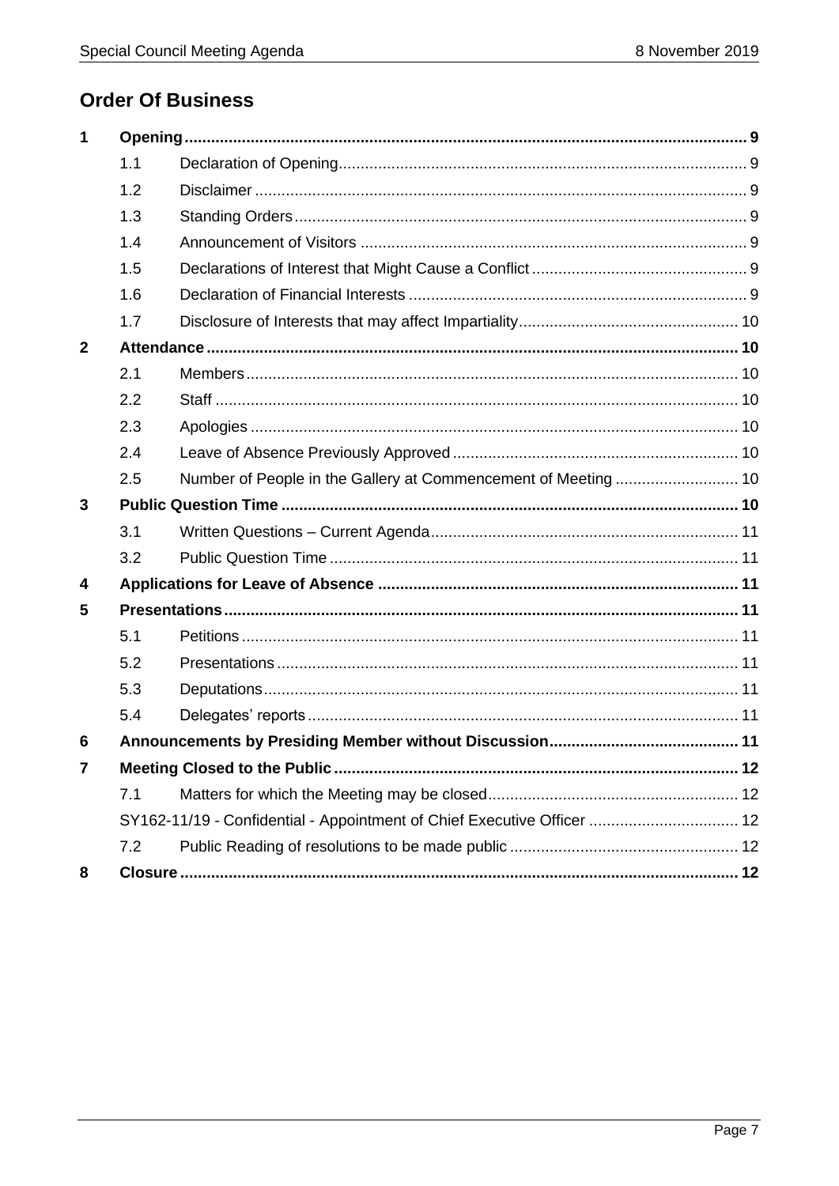## Order Of Business

| | | | |
|---|---|---|---|
| **1** | **Opening** | | **9** |
| | 1.1 | Declaration of Opening | 9 |
| | 1.2 | Disclaimer | 9 |
| | 1.3 | Standing Orders | 9 |
| | 1.4 | Announcement of Visitors | 9 |
| | 1.5 | Declarations of Interest that Might Cause a Conflict | 9 |
| | 1.6 | Declaration of Financial Interests | 9 |
| | 1.7 | Disclosure of Interests that may affect Impartiality | 10 |
| **2** | **Attendance** | | **10** |
| | 2.1 | Members | 10 |
| | 2.2 | Staff | 10 |
| | 2.3 | Apologies | 10 |
| | 2.4 | Leave of Absence Previously Approved | 10 |
| | 2.5 | Number of People in the Gallery at Commencement of Meeting | 10 |
| **3** | **Public Question Time** | | **10** |
| | 3.1 | Written Questions – Current Agenda | 11 |
| | 3.2 | Public Question Time | 11 |
| **4** | **Applications for Leave of Absence** | | **11** |
| **5** | **Presentations** | | **11** |
| | 5.1 | Petitions | 11 |
| | 5.2 | Presentations | 11 |
| | 5.3 | Deputations | 11 |
| | 5.4 | Delegates' reports | 11 |
| **6** | **Announcements by Presiding Member without Discussion** | | **11** |
| **7** | **Meeting Closed to the Public** | | **12** |
| | 7.1 | Matters for which the Meeting may be closed | 12 |
| | SY162-11/19 - Confidential - Appointment of Chief Executive Officer | | 12 |
| | 7.2 | Public Reading of resolutions to be made public | 12 |
| **8** | **Closure** | | **12** |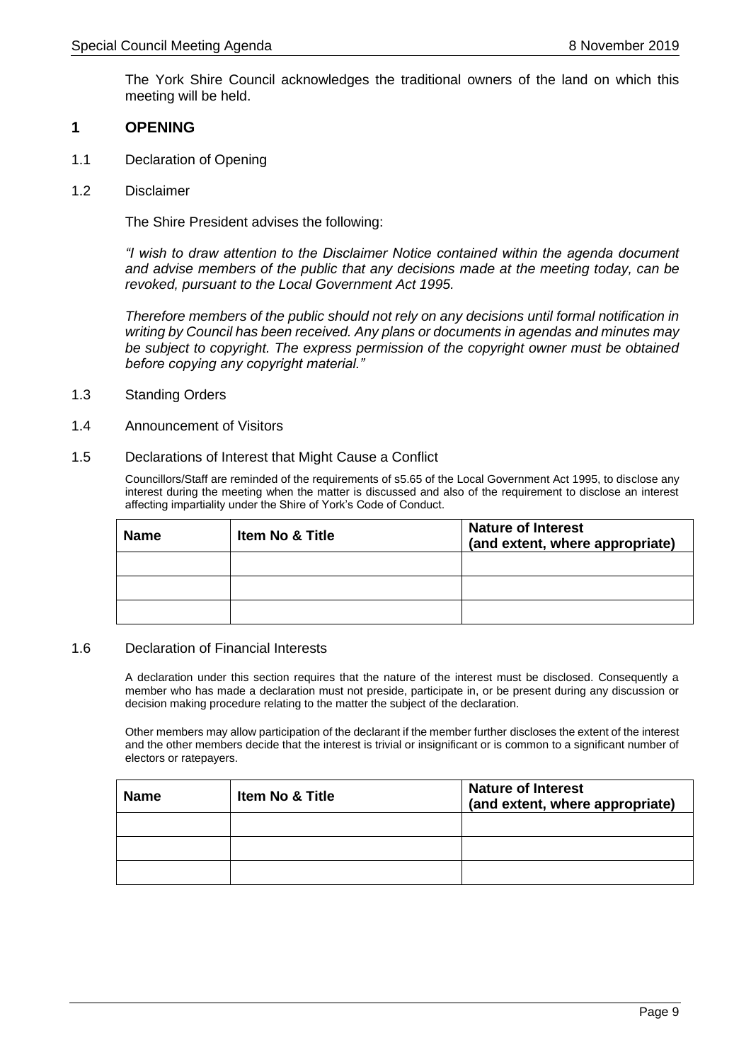The York Shire Council acknowledges the traditional owners of the land on which this meeting will be held.

## 1 OPENING

1.1 Declaration of Opening

1.2 Disclaimer

The Shire President advises the following:

*"I wish to draw attention to the Disclaimer Notice contained within the agenda document and advise members of the public that any decisions made at the meeting today, can be revoked, pursuant to the Local Government Act 1995.*

*Therefore members of the public should not rely on any decisions until formal notification in writing by Council has been received. Any plans or documents in agendas and minutes may be subject to copyright. The express permission of the copyright owner must be obtained before copying any copyright material."*

1.3 Standing Orders

1.4 Announcement of Visitors

1.5 Declarations of Interest that Might Cause a Conflict

Councillors/Staff are reminded of the requirements of s5.65 of the Local Government Act 1995, to disclose any interest during the meeting when the matter is discussed and also of the requirement to disclose an interest affecting impartiality under the Shire of York's Code of Conduct.

| Name | Item No & Title | Nature of Interest (and extent, where appropriate) |
|---|---|---|
| | | |
| | | |
| | | |

1.6 Declaration of Financial Interests

A declaration under this section requires that the nature of the interest must be disclosed. Consequently a member who has made a declaration must not preside, participate in, or be present during any discussion or decision making procedure relating to the matter the subject of the declaration.

Other members may allow participation of the declarant if the member further discloses the extent of the interest and the other members decide that the interest is trivial or insignificant or is common to a significant number of electors or ratepayers.

| Name | Item No & Title | Nature of Interest (and extent, where appropriate) |
|---|---|---|
| | | |
| | | |
| | | |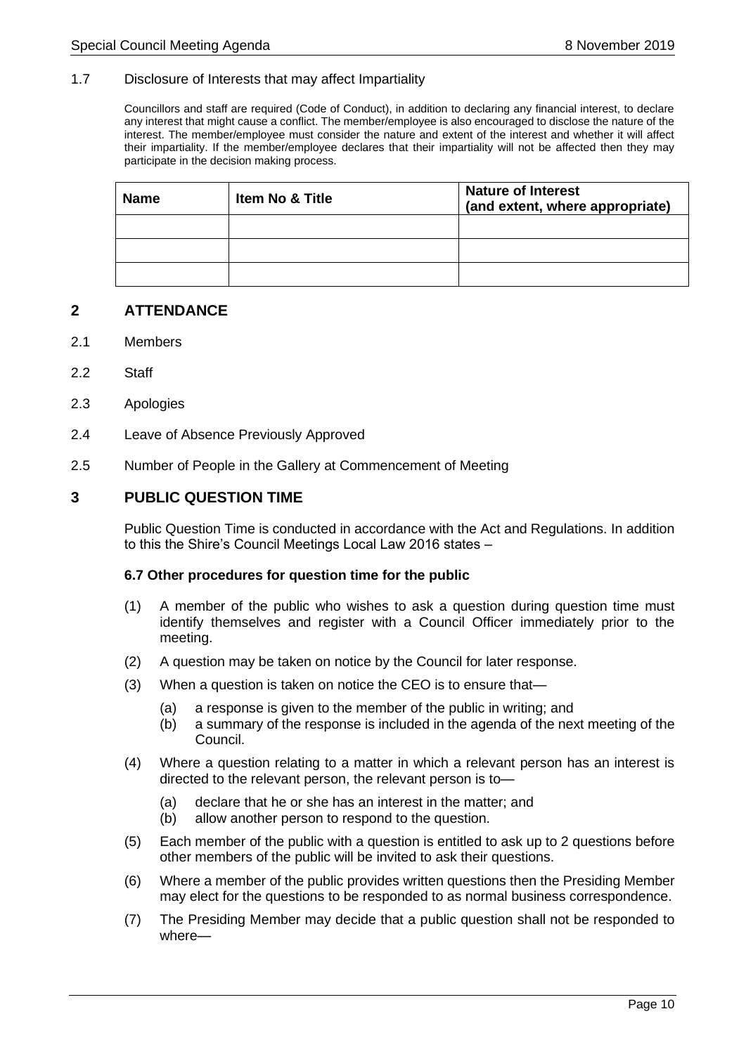### 1.7 Disclosure of Interests that may affect Impartiality

Councillors and staff are required (Code of Conduct), in addition to declaring any financial interest, to declare any interest that might cause a conflict. The member/employee is also encouraged to disclose the nature of the interest. The member/employee must consider the nature and extent of the interest and whether it will affect their impartiality. If the member/employee declares that their impartiality will not be affected then they may participate in the decision making process.

| Name | Item No & Title | Nature of Interest (and extent, where appropriate) |
|---|---|---|
| | | |
| | | |
| | | |

## 2 ATTENDANCE

2.1 Members

2.2 Staff

2.3 Apologies

2.4 Leave of Absence Previously Approved

2.5 Number of People in the Gallery at Commencement of Meeting

## 3 PUBLIC QUESTION TIME

Public Question Time is conducted in accordance with the Act and Regulations. In addition to this the Shire's Council Meetings Local Law 2016 states –

**6.7 Other procedures for question time for the public**

(1) A member of the public who wishes to ask a question during question time must identify themselves and register with a Council Officer immediately prior to the meeting.

(2) A question may be taken on notice by the Council for later response.

(3) When a question is taken on notice the CEO is to ensure that—

- (a) a response is given to the member of the public in writing; and
- (b) a summary of the response is included in the agenda of the next meeting of the Council.

(4) Where a question relating to a matter in which a relevant person has an interest is directed to the relevant person, the relevant person is to—

- (a) declare that he or she has an interest in the matter; and
- (b) allow another person to respond to the question.

(5) Each member of the public with a question is entitled to ask up to 2 questions before other members of the public will be invited to ask their questions.

(6) Where a member of the public provides written questions then the Presiding Member may elect for the questions to be responded to as normal business correspondence.

(7) The Presiding Member may decide that a public question shall not be responded to where—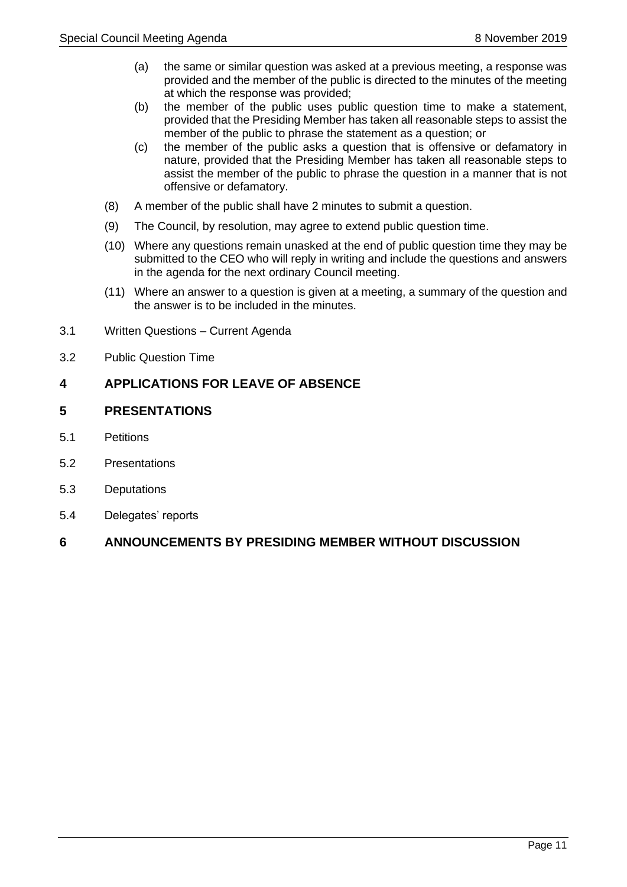(a) the same or similar question was asked at a previous meeting, a response was provided and the member of the public is directed to the minutes of the meeting at which the response was provided;

(b) the member of the public uses public question time to make a statement, provided that the Presiding Member has taken all reasonable steps to assist the member of the public to phrase the statement as a question; or

(c) the member of the public asks a question that is offensive or defamatory in nature, provided that the Presiding Member has taken all reasonable steps to assist the member of the public to phrase the question in a manner that is not offensive or defamatory.

(8) A member of the public shall have 2 minutes to submit a question.

(9) The Council, by resolution, may agree to extend public question time.

(10) Where any questions remain unasked at the end of public question time they may be submitted to the CEO who will reply in writing and include the questions and answers in the agenda for the next ordinary Council meeting.

(11) Where an answer to a question is given at a meeting, a summary of the question and the answer is to be included in the minutes.

3.1 Written Questions – Current Agenda

3.2 Public Question Time

## 4 APPLICATIONS FOR LEAVE OF ABSENCE

## 5 PRESENTATIONS

5.1 Petitions

5.2 Presentations

5.3 Deputations

5.4 Delegates' reports

## 6 ANNOUNCEMENTS BY PRESIDING MEMBER WITHOUT DISCUSSION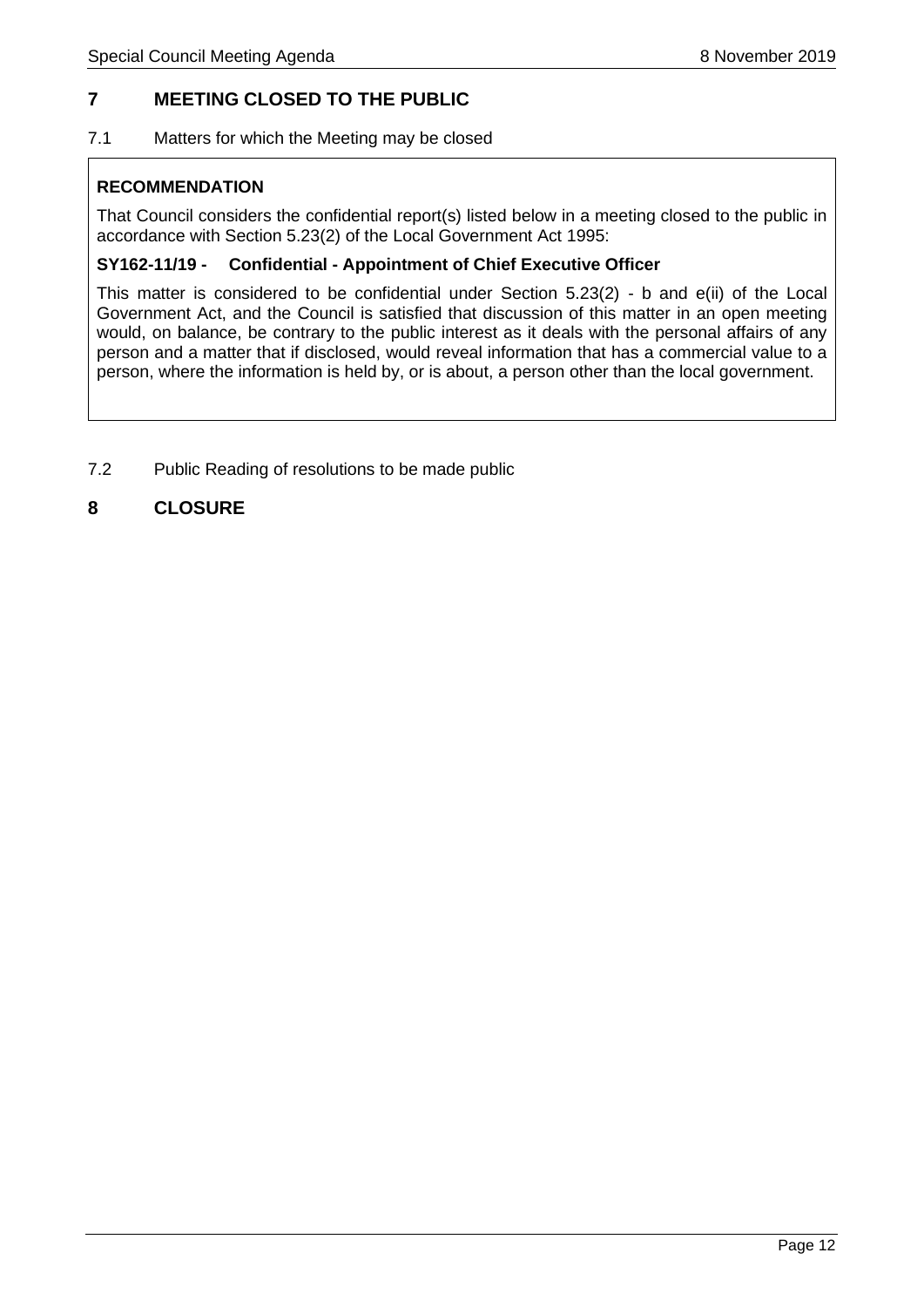## 7 MEETING CLOSED TO THE PUBLIC

7.1 Matters for which the Meeting may be closed

**RECOMMENDATION**

That Council considers the confidential report(s) listed below in a meeting closed to the public in accordance with Section 5.23(2) of the Local Government Act 1995:

**SY162-11/19 - Confidential - Appointment of Chief Executive Officer**

This matter is considered to be confidential under Section 5.23(2) - b and e(ii) of the Local Government Act, and the Council is satisfied that discussion of this matter in an open meeting would, on balance, be contrary to the public interest as it deals with the personal affairs of any person and a matter that if disclosed, would reveal information that has a commercial value to a person, where the information is held by, or is about, a person other than the local government.

7.2 Public Reading of resolutions to be made public

## 8 CLOSURE